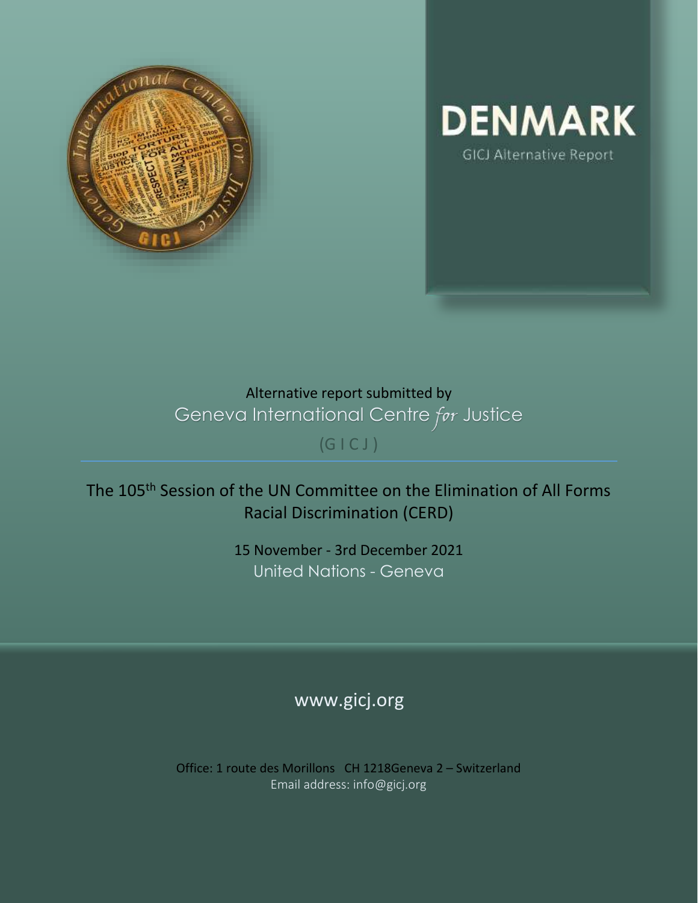# DENMARK

GICJ Alternative Report

Alternative report submitted by

Geneva International Centre *for* Justice

(G I C J)

The 105th Session of the UN Committee on the Elimination of All Forms Racial Discrimination (CERD)

15 November - 3rd December 2021

United Nations - Geneva

www.gicj.org

Office: 1 route des Morillons CH 1218Geneva 2 – Switzerland

Email address: info@gicj.org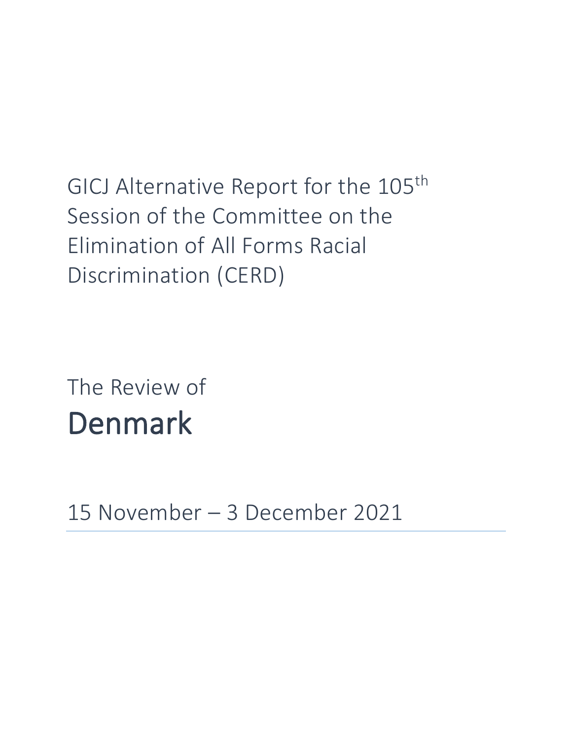GICJ Alternative Report for the 105th Session of the Committee on the Elimination of All Forms Racial Discrimination (CERD)

The Review of

# Denmark

15 November – 3 December 2021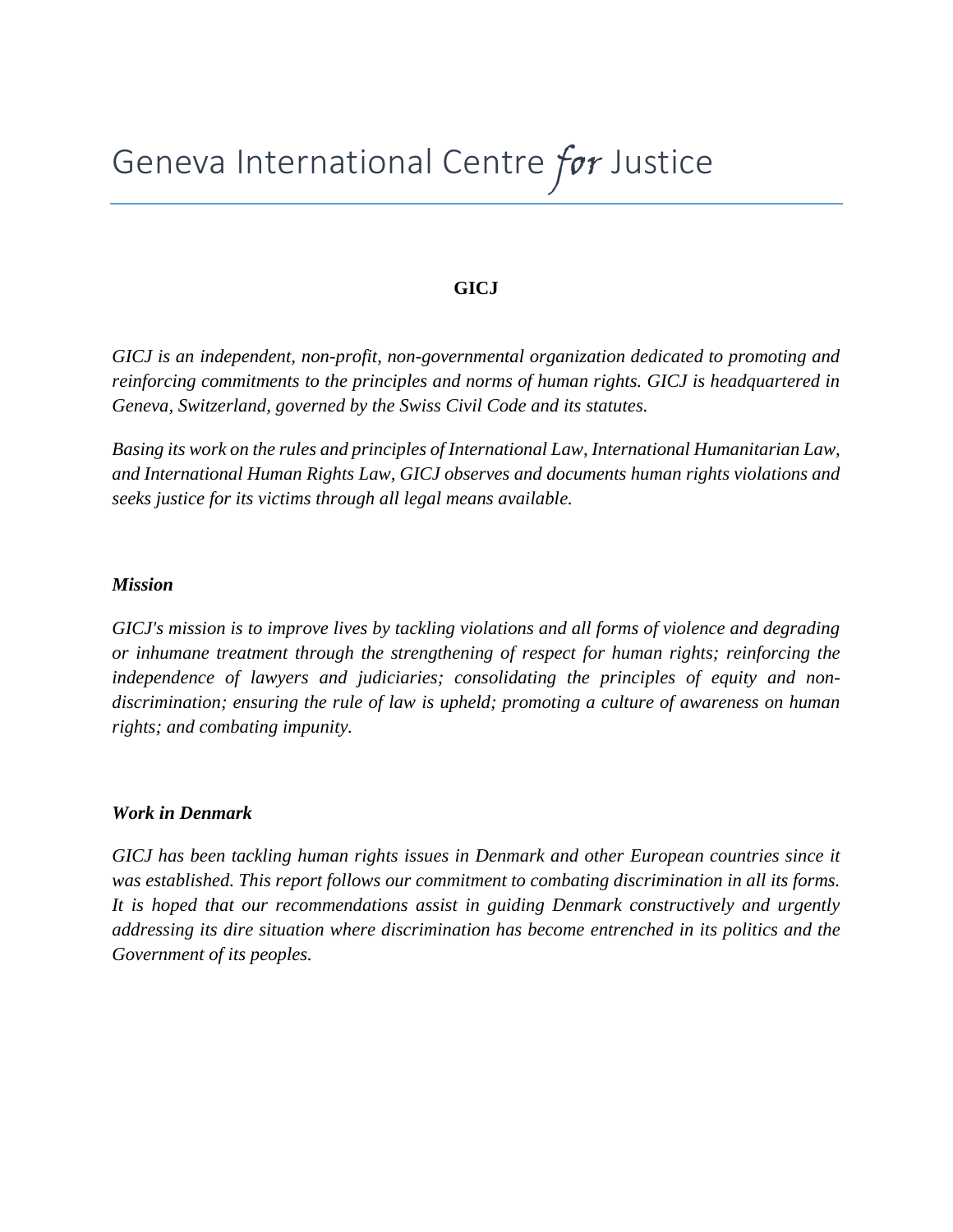# Geneva International Centre *for* Justice

**GICJ**

*GICJ is an independent, non-profit, non-governmental organization dedicated to promoting and reinforcing commitments to the principles and norms of human rights. GICJ is headquartered in Geneva, Switzerland, governed by the Swiss Civil Code and its statutes.*

*Basing its work on the rules and principles of International Law, International Humanitarian Law, and International Human Rights Law, GICJ observes and documents human rights violations and seeks justice for its victims through all legal means available.*

***Mission***

*GICJ's mission is to improve lives by tackling violations and all forms of violence and degrading or inhumane treatment through the strengthening of respect for human rights; reinforcing the independence of lawyers and judiciaries; consolidating the principles of equity and non-discrimination; ensuring the rule of law is upheld; promoting a culture of awareness on human rights; and combating impunity.*

***Work in Denmark***

*GICJ has been tackling human rights issues in Denmark and other European countries since it was established. This report follows our commitment to combating discrimination in all its forms. It is hoped that our recommendations assist in guiding Denmark constructively and urgently addressing its dire situation where discrimination has become entrenched in its politics and the Government of its peoples.*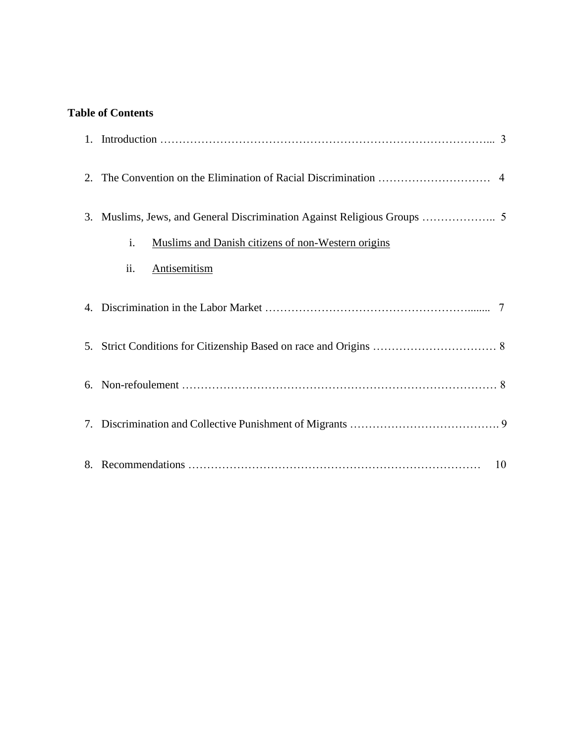**Table of Contents**

1. Introduction ………………………………………………………………………….... 3

2. The Convention on the Elimination of Racial Discrimination …………….………… 4

3. Muslims, Jews, and General Discrimination Against Religious Groups ……………….. 5

   i. Muslims and Danish citizens of non-Western origins

   ii. Antisemitism

4. Discrimination in the Labor Market ………………………………………………........ 7

5. Strict Conditions for Citizenship Based on race and Origins …………………………… 8

6. Non-refoulement ………………………………………………………………………… 8

7. Discrimination and Collective Punishment of Migrants …………………………………. 9

8. Recommendations …………………………………………………………………… 10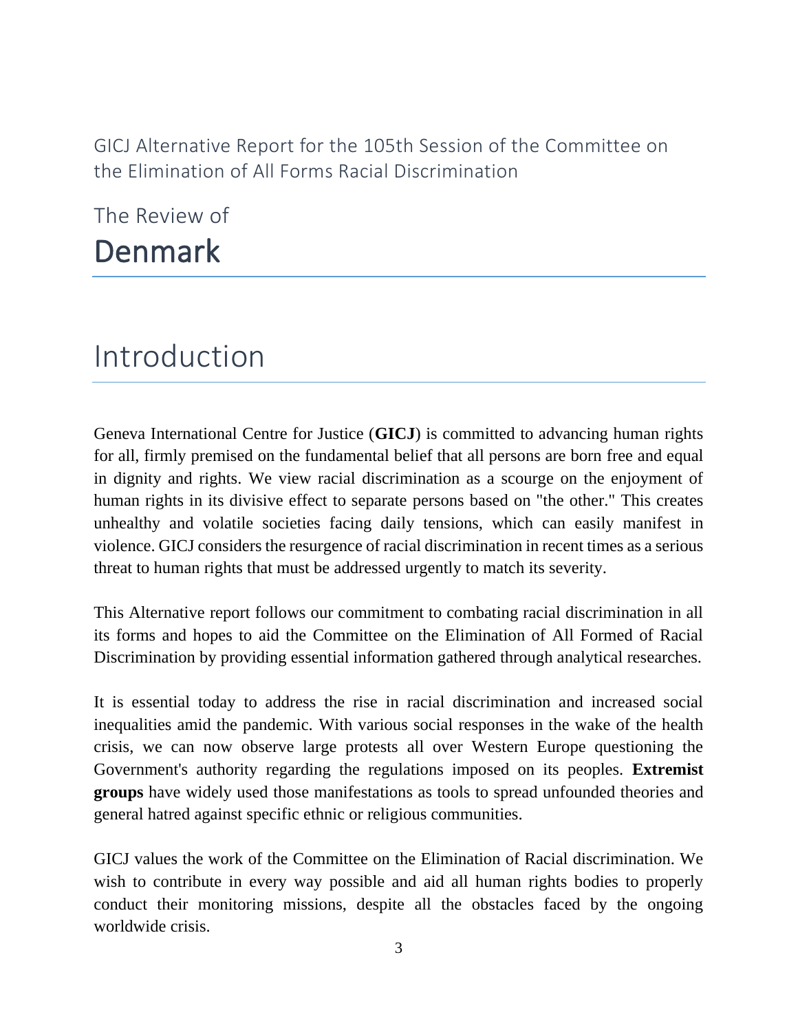GICJ Alternative Report for the 105th Session of the Committee on the Elimination of All Forms Racial Discrimination

The Review of

# Denmark

## Introduction

Geneva International Centre for Justice (**GICJ**) is committed to advancing human rights for all, firmly premised on the fundamental belief that all persons are born free and equal in dignity and rights. We view racial discrimination as a scourge on the enjoyment of human rights in its divisive effect to separate persons based on "the other." This creates unhealthy and volatile societies facing daily tensions, which can easily manifest in violence. GICJ considers the resurgence of racial discrimination in recent times as a serious threat to human rights that must be addressed urgently to match its severity.

This Alternative report follows our commitment to combating racial discrimination in all its forms and hopes to aid the Committee on the Elimination of All Formed of Racial Discrimination by providing essential information gathered through analytical researches.

It is essential today to address the rise in racial discrimination and increased social inequalities amid the pandemic. With various social responses in the wake of the health crisis, we can now observe large protests all over Western Europe questioning the Government's authority regarding the regulations imposed on its peoples. **Extremist groups** have widely used those manifestations as tools to spread unfounded theories and general hatred against specific ethnic or religious communities.

GICJ values the work of the Committee on the Elimination of Racial discrimination. We wish to contribute in every way possible and aid all human rights bodies to properly conduct their monitoring missions, despite all the obstacles faced by the ongoing worldwide crisis.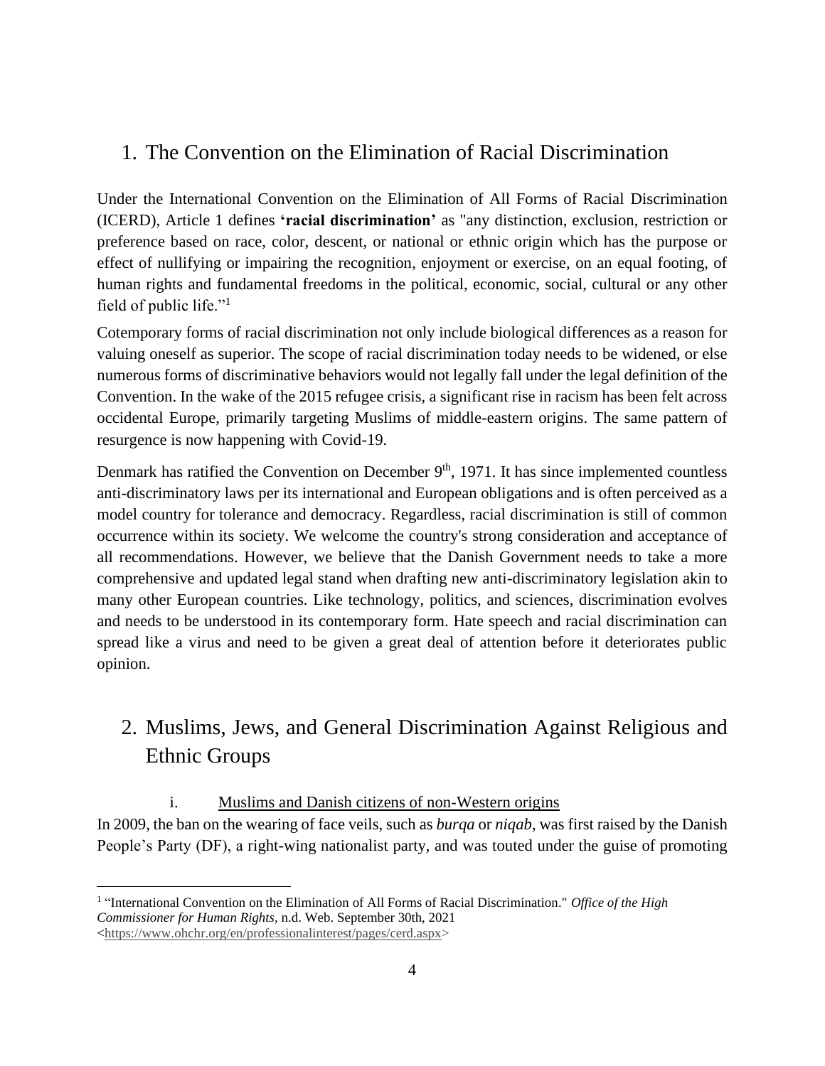# 1. The Convention on the Elimination of Racial Discrimination

Under the International Convention on the Elimination of All Forms of Racial Discrimination (ICERD), Article 1 defines **'racial discrimination'** as "any distinction, exclusion, restriction or preference based on race, color, descent, or national or ethnic origin which has the purpose or effect of nullifying or impairing the recognition, enjoyment or exercise, on an equal footing, of human rights and fundamental freedoms in the political, economic, social, cultural or any other field of public life."[1]

Cotemporary forms of racial discrimination not only include biological differences as a reason for valuing oneself as superior. The scope of racial discrimination today needs to be widened, or else numerous forms of discriminative behaviors would not legally fall under the legal definition of the Convention. In the wake of the 2015 refugee crisis, a significant rise in racism has been felt across occidental Europe, primarily targeting Muslims of middle-eastern origins. The same pattern of resurgence is now happening with Covid-19.

Denmark has ratified the Convention on December 9th, 1971. It has since implemented countless anti-discriminatory laws per its international and European obligations and is often perceived as a model country for tolerance and democracy. Regardless, racial discrimination is still of common occurrence within its society. We welcome the country's strong consideration and acceptance of all recommendations. However, we believe that the Danish Government needs to take a more comprehensive and updated legal stand when drafting new anti-discriminatory legislation akin to many other European countries. Like technology, politics, and sciences, discrimination evolves and needs to be understood in its contemporary form. Hate speech and racial discrimination can spread like a virus and need to be given a great deal of attention before it deteriorates public opinion.

# 2. Muslims, Jews, and General Discrimination Against Religious and Ethnic Groups

## i. Muslims and Danish citizens of non-Western origins

In 2009, the ban on the wearing of face veils, such as *burqa* or *niqab*, was first raised by the Danish People's Party (DF), a right-wing nationalist party, and was touted under the guise of promoting

[1] "International Convention on the Elimination of All Forms of Racial Discrimination." *Office of the High Commissioner for Human Rights*, n.d. Web. September 30th, 2021 <https://www.ohchr.org/en/professionalinterest/pages/cerd.aspx>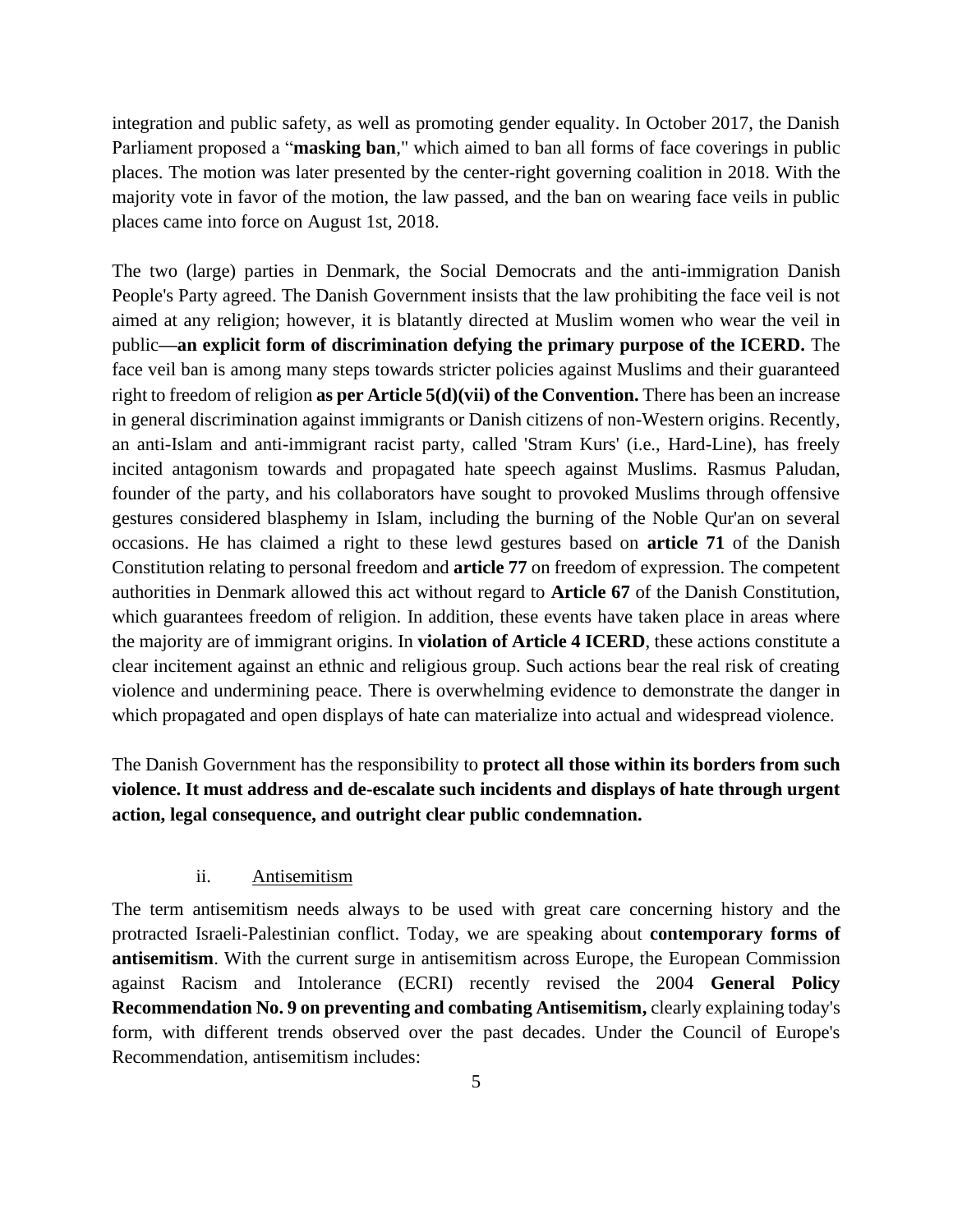integration and public safety, as well as promoting gender equality. In October 2017, the Danish Parliament proposed a "**masking ban**," which aimed to ban all forms of face coverings in public places. The motion was later presented by the center-right governing coalition in 2018. With the majority vote in favor of the motion, the law passed, and the ban on wearing face veils in public places came into force on August 1st, 2018.

The two (large) parties in Denmark, the Social Democrats and the anti-immigration Danish People's Party agreed. The Danish Government insists that the law prohibiting the face veil is not aimed at any religion; however, it is blatantly directed at Muslim women who wear the veil in public**—an explicit form of discrimination defying the primary purpose of the ICERD.** The face veil ban is among many steps towards stricter policies against Muslims and their guaranteed right to freedom of religion **as per Article 5(d)(vii) of the Convention.** There has been an increase in general discrimination against immigrants or Danish citizens of non-Western origins. Recently, an anti-Islam and anti-immigrant racist party, called 'Stram Kurs' (i.e., Hard-Line), has freely incited antagonism towards and propagated hate speech against Muslims. Rasmus Paludan, founder of the party, and his collaborators have sought to provoked Muslims through offensive gestures considered blasphemy in Islam, including the burning of the Noble Qur'an on several occasions. He has claimed a right to these lewd gestures based on **article 71** of the Danish Constitution relating to personal freedom and **article 77** on freedom of expression. The competent authorities in Denmark allowed this act without regard to **Article 67** of the Danish Constitution, which guarantees freedom of religion. In addition, these events have taken place in areas where the majority are of immigrant origins. In **violation of Article 4 ICERD**, these actions constitute a clear incitement against an ethnic and religious group. Such actions bear the real risk of creating violence and undermining peace. There is overwhelming evidence to demonstrate the danger in which propagated and open displays of hate can materialize into actual and widespread violence.

The Danish Government has the responsibility to **protect all those within its borders from such violence. It must address and de-escalate such incidents and displays of hate through urgent action, legal consequence, and outright clear public condemnation.**

### ii. Antisemitism

The term antisemitism needs always to be used with great care concerning history and the protracted Israeli-Palestinian conflict. Today, we are speaking about **contemporary forms of antisemitism**. With the current surge in antisemitism across Europe, the European Commission against Racism and Intolerance (ECRI) recently revised the 2004 **General Policy Recommendation No. 9 on preventing and combating Antisemitism,** clearly explaining today's form, with different trends observed over the past decades. Under the Council of Europe's Recommendation, antisemitism includes: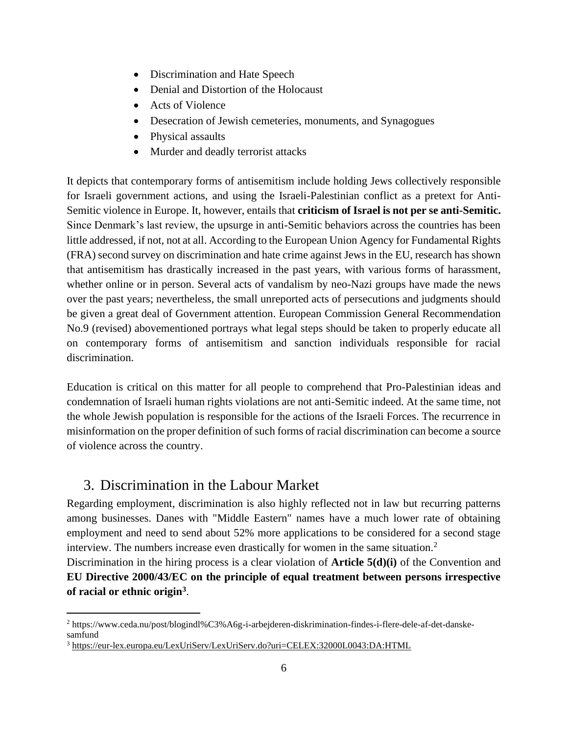- Discrimination and Hate Speech
- Denial and Distortion of the Holocaust
- Acts of Violence
- Desecration of Jewish cemeteries, monuments, and Synagogues
- Physical assaults
- Murder and deadly terrorist attacks

It depicts that contemporary forms of antisemitism include holding Jews collectively responsible for Israeli government actions, and using the Israeli-Palestinian conflict as a pretext for Anti-Semitic violence in Europe. It, however, entails that **criticism of Israel is not per se anti-Semitic.** Since Denmark's last review, the upsurge in anti-Semitic behaviors across the countries has been little addressed, if not, not at all. According to the European Union Agency for Fundamental Rights (FRA) second survey on discrimination and hate crime against Jews in the EU, research has shown that antisemitism has drastically increased in the past years, with various forms of harassment, whether online or in person. Several acts of vandalism by neo-Nazi groups have made the news over the past years; nevertheless, the small unreported acts of persecutions and judgments should be given a great deal of Government attention. European Commission General Recommendation No.9 (revised) abovementioned portrays what legal steps should be taken to properly educate all on contemporary forms of antisemitism and sanction individuals responsible for racial discrimination.

Education is critical on this matter for all people to comprehend that Pro-Palestinian ideas and condemnation of Israeli human rights violations are not anti-Semitic indeed. At the same time, not the whole Jewish population is responsible for the actions of the Israeli Forces. The recurrence in misinformation on the proper definition of such forms of racial discrimination can become a source of violence across the country.

## 3. Discrimination in the Labour Market

Regarding employment, discrimination is also highly reflected not in law but recurring patterns among businesses. Danes with "Middle Eastern" names have a much lower rate of obtaining employment and need to send about 52% more applications to be considered for a second stage interview. The numbers increase even drastically for women in the same situation.[2]

Discrimination in the hiring process is a clear violation of **Article 5(d)(i)** of the Convention and **EU Directive 2000/43/EC on the principle of equal treatment between persons irrespective of racial or ethnic origin**[3].

---

[2] https://www.ceda.nu/post/blogindl%C3%A6g-i-arbejderen-diskrimination-findes-i-flere-dele-af-det-danske-samfund

[3] https://eur-lex.europa.eu/LexUriServ/LexUriServ.do?uri=CELEX:32000L0043:DA:HTML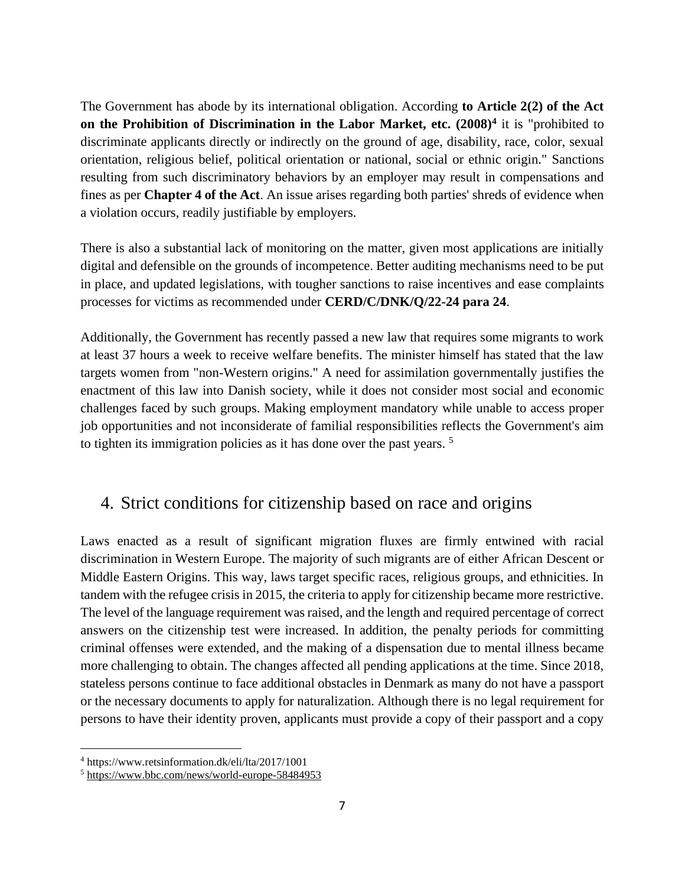The Government has abode by its international obligation. According **to Article 2(2) of the Act on the Prohibition of Discrimination in the Labor Market, etc. (2008)**[4] it is "prohibited to discriminate applicants directly or indirectly on the ground of age, disability, race, color, sexual orientation, religious belief, political orientation or national, social or ethnic origin." Sanctions resulting from such discriminatory behaviors by an employer may result in compensations and fines as per **Chapter 4 of the Act**. An issue arises regarding both parties' shreds of evidence when a violation occurs, readily justifiable by employers.

There is also a substantial lack of monitoring on the matter, given most applications are initially digital and defensible on the grounds of incompetence. Better auditing mechanisms need to be put in place, and updated legislations, with tougher sanctions to raise incentives and ease complaints processes for victims as recommended under **CERD/C/DNK/Q/22-24 para 24**.

Additionally, the Government has recently passed a new law that requires some migrants to work at least 37 hours a week to receive welfare benefits. The minister himself has stated that the law targets women from "non-Western origins." A need for assimilation governmentally justifies the enactment of this law into Danish society, while it does not consider most social and economic challenges faced by such groups. Making employment mandatory while unable to access proper job opportunities and not inconsiderate of familial responsibilities reflects the Government's aim to tighten its immigration policies as it has done over the past years. [5]

## 4. Strict conditions for citizenship based on race and origins

Laws enacted as a result of significant migration fluxes are firmly entwined with racial discrimination in Western Europe. The majority of such migrants are of either African Descent or Middle Eastern Origins. This way, laws target specific races, religious groups, and ethnicities. In tandem with the refugee crisis in 2015, the criteria to apply for citizenship became more restrictive. The level of the language requirement was raised, and the length and required percentage of correct answers on the citizenship test were increased. In addition, the penalty periods for committing criminal offenses were extended, and the making of a dispensation due to mental illness became more challenging to obtain. The changes affected all pending applications at the time. Since 2018, stateless persons continue to face additional obstacles in Denmark as many do not have a passport or the necessary documents to apply for naturalization. Although there is no legal requirement for persons to have their identity proven, applicants must provide a copy of their passport and a copy

---

[4] https://www.retsinformation.dk/eli/lta/2017/1001

[5] https://www.bbc.com/news/world-europe-58484953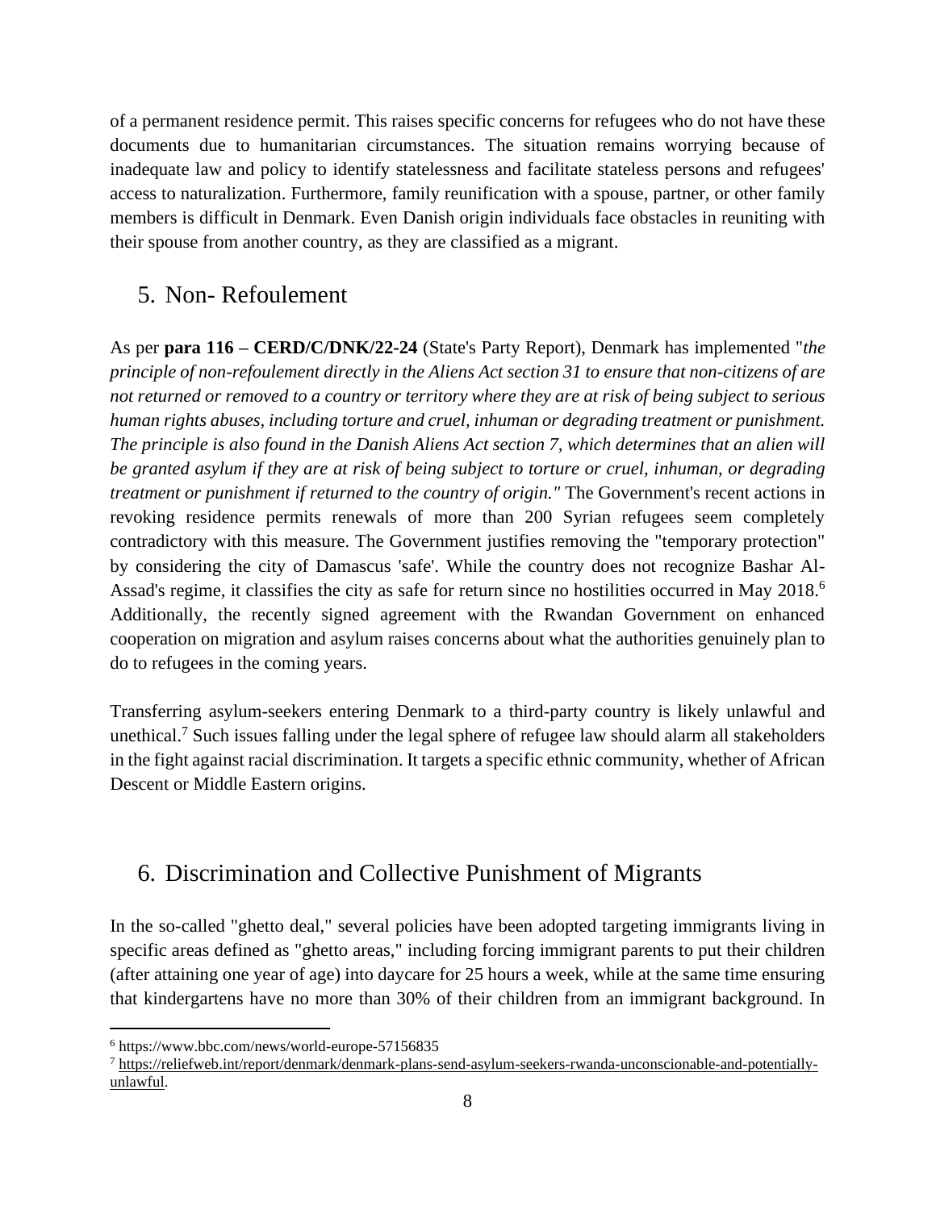of a permanent residence permit. This raises specific concerns for refugees who do not have these documents due to humanitarian circumstances. The situation remains worrying because of inadequate law and policy to identify statelessness and facilitate stateless persons and refugees' access to naturalization. Furthermore, family reunification with a spouse, partner, or other family members is difficult in Denmark. Even Danish origin individuals face obstacles in reuniting with their spouse from another country, as they are classified as a migrant.

## 5. Non- Refoulement

As per **para 116 – CERD/C/DNK/22-24** (State's Party Report), Denmark has implemented "*the principle of non-refoulement directly in the Aliens Act section 31 to ensure that non-citizens of are not returned or removed to a country or territory where they are at risk of being subject to serious human rights abuses, including torture and cruel, inhuman or degrading treatment or punishment. The principle is also found in the Danish Aliens Act section 7, which determines that an alien will be granted asylum if they are at risk of being subject to torture or cruel, inhuman, or degrading treatment or punishment if returned to the country of origin."* The Government's recent actions in revoking residence permits renewals of more than 200 Syrian refugees seem completely contradictory with this measure. The Government justifies removing the "temporary protection" by considering the city of Damascus 'safe'. While the country does not recognize Bashar Al-Assad's regime, it classifies the city as safe for return since no hostilities occurred in May 2018.[6] Additionally, the recently signed agreement with the Rwandan Government on enhanced cooperation on migration and asylum raises concerns about what the authorities genuinely plan to do to refugees in the coming years.

Transferring asylum-seekers entering Denmark to a third-party country is likely unlawful and unethical.[7] Such issues falling under the legal sphere of refugee law should alarm all stakeholders in the fight against racial discrimination. It targets a specific ethnic community, whether of African Descent or Middle Eastern origins.

## 6. Discrimination and Collective Punishment of Migrants

In the so-called "ghetto deal," several policies have been adopted targeting immigrants living in specific areas defined as "ghetto areas," including forcing immigrant parents to put their children (after attaining one year of age) into daycare for 25 hours a week, while at the same time ensuring that kindergartens have no more than 30% of their children from an immigrant background. In

---

[6] https://www.bbc.com/news/world-europe-57156835

[7] https://reliefweb.int/report/denmark/denmark-plans-send-asylum-seekers-rwanda-unconscionable-and-potentially-unlawful.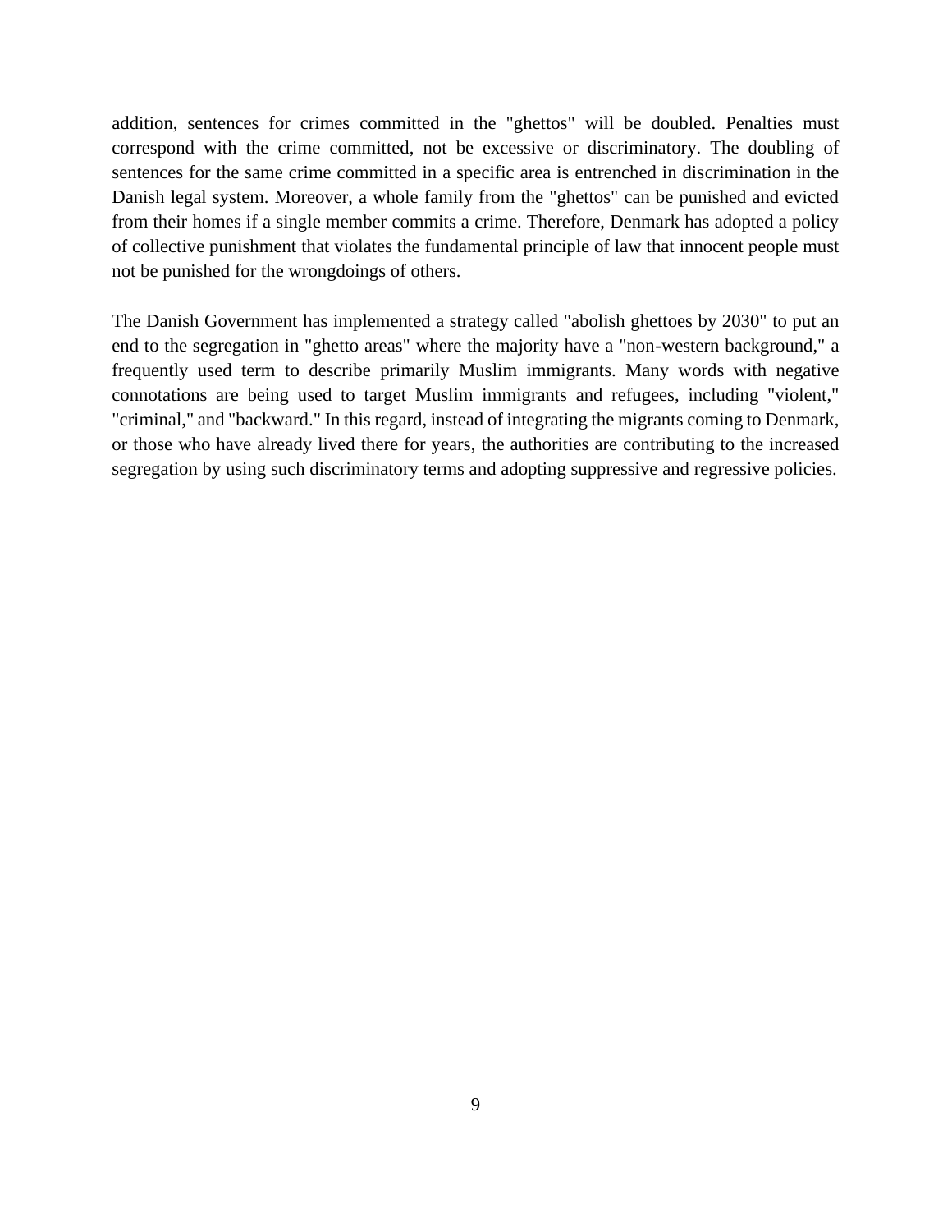addition, sentences for crimes committed in the "ghettos" will be doubled. Penalties must correspond with the crime committed, not be excessive or discriminatory. The doubling of sentences for the same crime committed in a specific area is entrenched in discrimination in the Danish legal system. Moreover, a whole family from the "ghettos" can be punished and evicted from their homes if a single member commits a crime. Therefore, Denmark has adopted a policy of collective punishment that violates the fundamental principle of law that innocent people must not be punished for the wrongdoings of others.

The Danish Government has implemented a strategy called "abolish ghettoes by 2030" to put an end to the segregation in "ghetto areas" where the majority have a "non-western background," a frequently used term to describe primarily Muslim immigrants. Many words with negative connotations are being used to target Muslim immigrants and refugees, including "violent," "criminal," and "backward." In this regard, instead of integrating the migrants coming to Denmark, or those who have already lived there for years, the authorities are contributing to the increased segregation by using such discriminatory terms and adopting suppressive and regressive policies.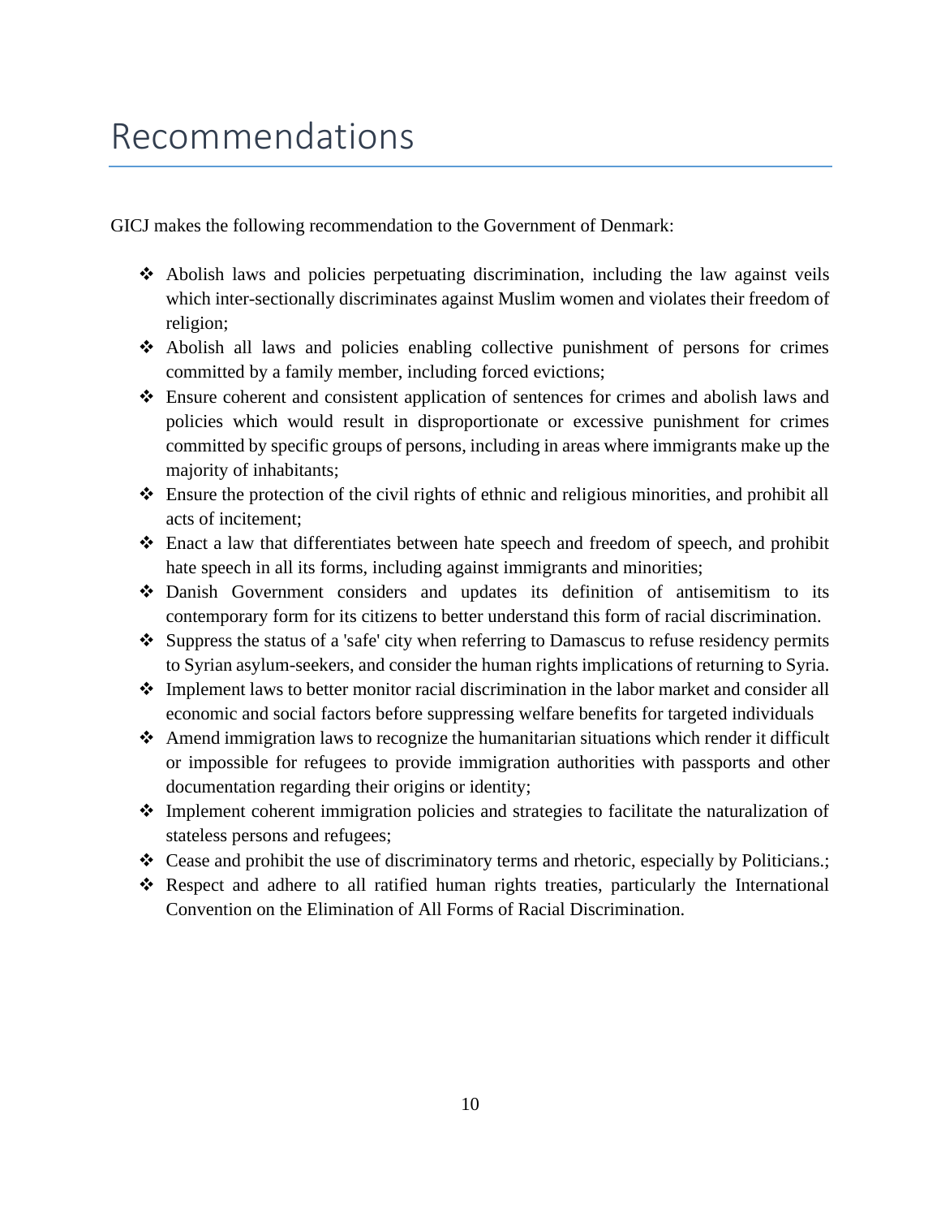# Recommendations

GICJ makes the following recommendation to the Government of Denmark:

- Abolish laws and policies perpetuating discrimination, including the law against veils which inter-sectionally discriminates against Muslim women and violates their freedom of religion;
- Abolish all laws and policies enabling collective punishment of persons for crimes committed by a family member, including forced evictions;
- Ensure coherent and consistent application of sentences for crimes and abolish laws and policies which would result in disproportionate or excessive punishment for crimes committed by specific groups of persons, including in areas where immigrants make up the majority of inhabitants;
- Ensure the protection of the civil rights of ethnic and religious minorities, and prohibit all acts of incitement;
- Enact a law that differentiates between hate speech and freedom of speech, and prohibit hate speech in all its forms, including against immigrants and minorities;
- Danish Government considers and updates its definition of antisemitism to its contemporary form for its citizens to better understand this form of racial discrimination.
- Suppress the status of a 'safe' city when referring to Damascus to refuse residency permits to Syrian asylum-seekers, and consider the human rights implications of returning to Syria.
- Implement laws to better monitor racial discrimination in the labor market and consider all economic and social factors before suppressing welfare benefits for targeted individuals
- Amend immigration laws to recognize the humanitarian situations which render it difficult or impossible for refugees to provide immigration authorities with passports and other documentation regarding their origins or identity;
- Implement coherent immigration policies and strategies to facilitate the naturalization of stateless persons and refugees;
- Cease and prohibit the use of discriminatory terms and rhetoric, especially by Politicians.;
- Respect and adhere to all ratified human rights treaties, particularly the International Convention on the Elimination of All Forms of Racial Discrimination.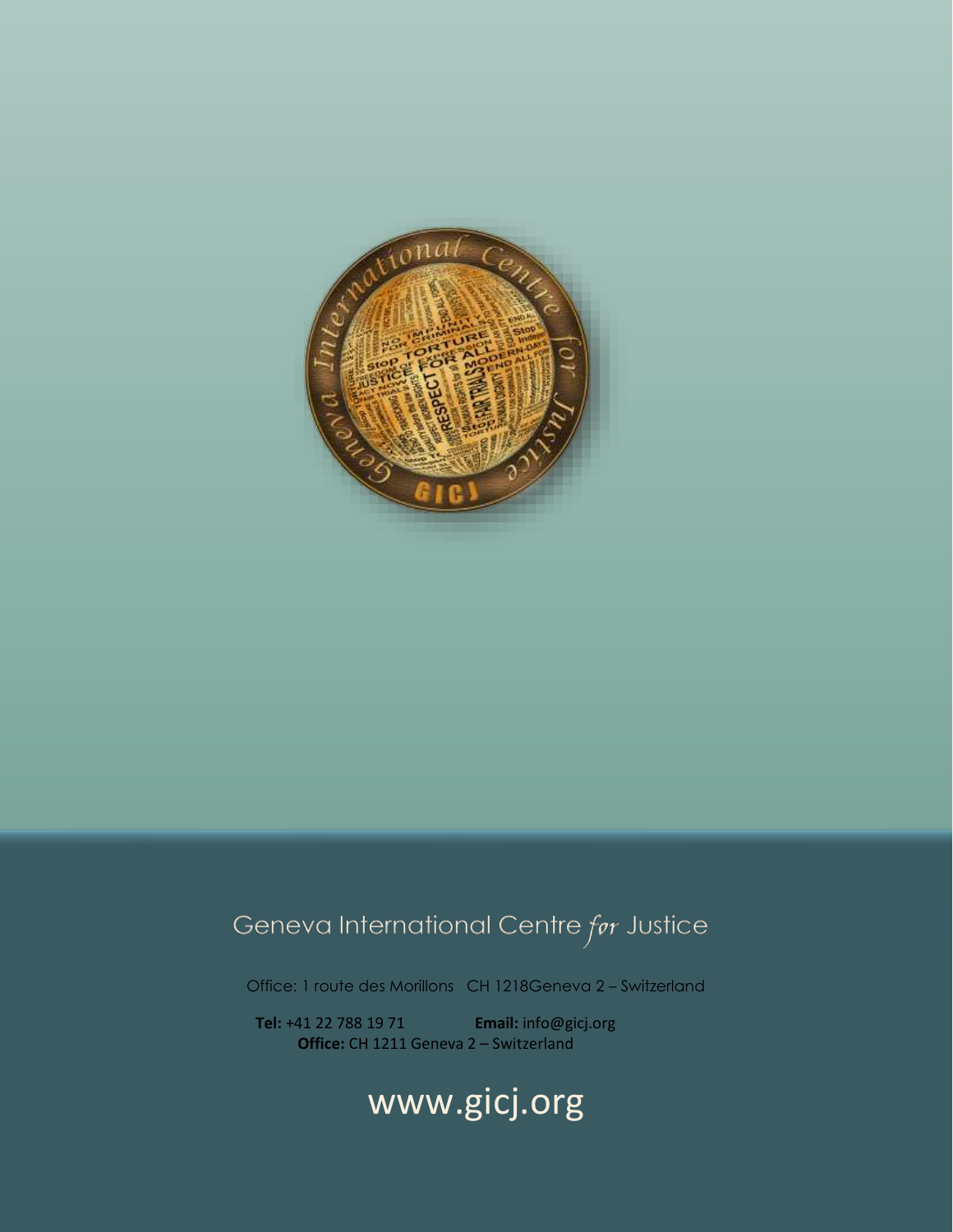Geneva International Centre *for* Justice

Office: 1 route des Morillons CH 1218Geneva 2 – Switzerland

**Tel:** +41 22 788 19 71 **Email:** info@gicj.org
**Office:** CH 1211 Geneva 2 – Switzerland

www.gicj.org